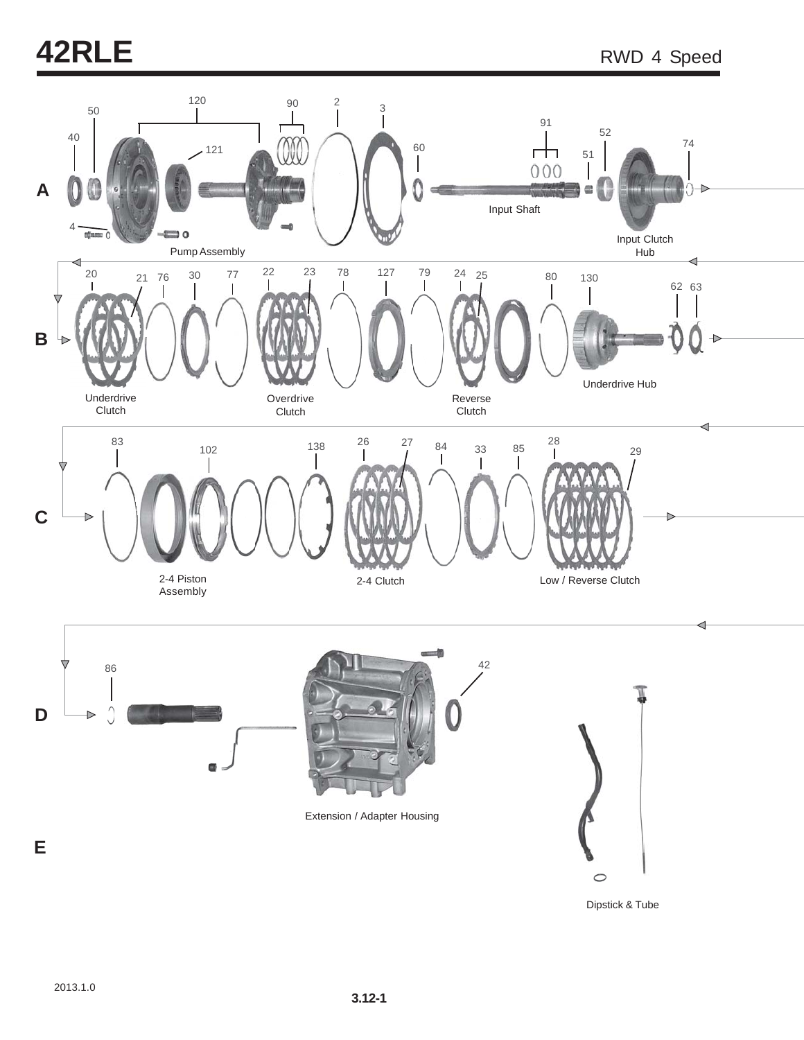# 42RLE

RWD 4 Speed

**A**

40 50 120 121 90 2 3 60 91 51 52 74

4

Pump Assembly

Input Shaft

Input Clutch Hub

**B**

20 21 76 30 77 22 23 78 127 79 24 25 80 130 62 63

Underdrive Clutch

Overdrive Clutch

Reverse Clutch

Underdrive Hub

**C**

83 102 138 26 27 84 33 85 28 29

2-4 Piston Assembly

2-4 Clutch

Low / Reverse Clutch

**D**

86 42

Extension / Adapter Housing

**E**

Dipstick & Tube

2013.1.0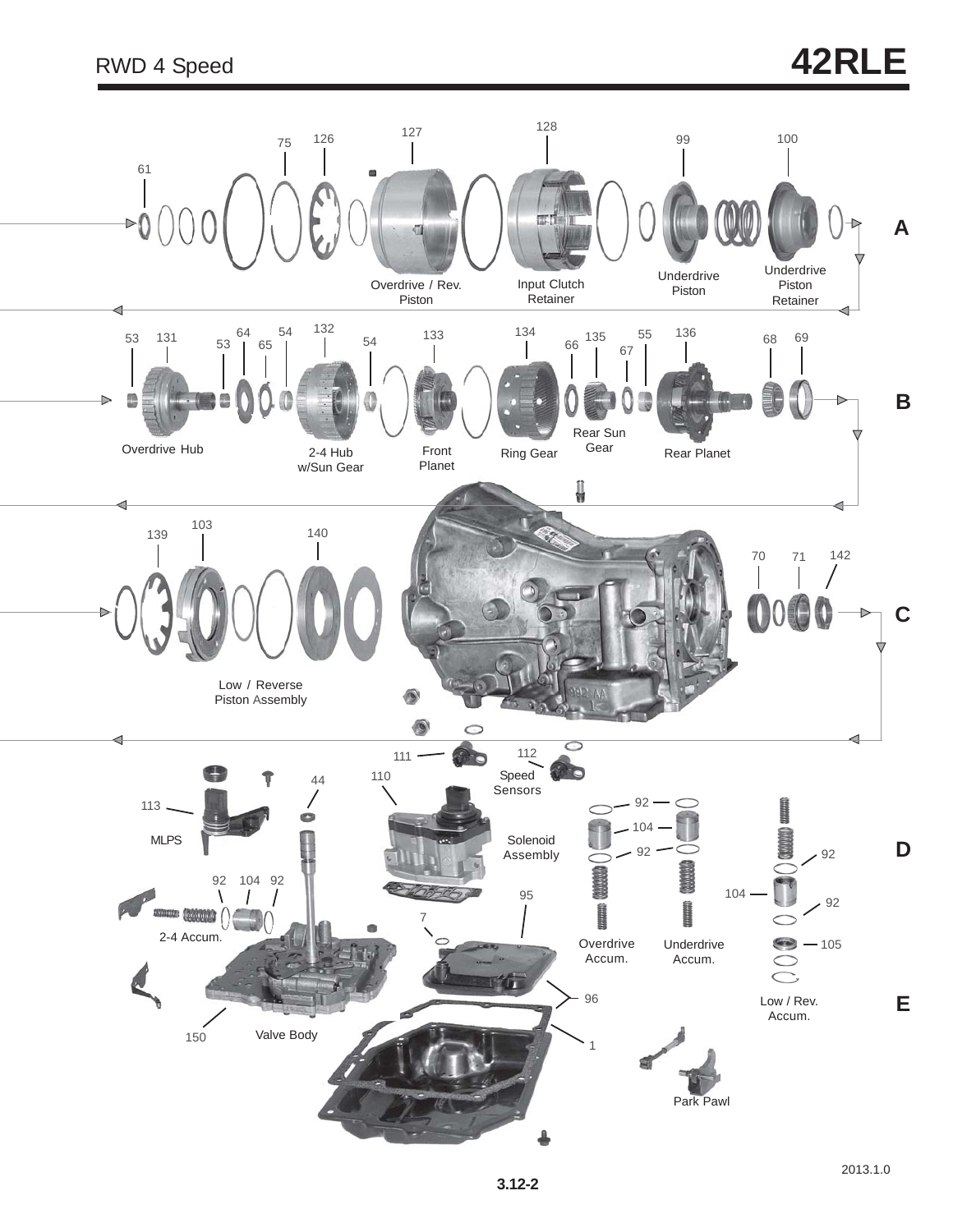# RWD 4 Speed

# 42RLE

**A**

61, 75, 126, 127, 128, 99, 100

Overdrive / Rev. Piston

Input Clutch Retainer

Underdrive Piston

Underdrive Piston Retainer

**B**

53, 131, 64, 54, 132, 53, 65, 54, 133, 134, 66, 135, 55, 67, 136, 68, 69

Overdrive Hub

2-4 Hub w/Sun Gear

Front Planet

Ring Gear

Rear Sun Gear

Rear Planet

**C**

139, 103, 140, 70, 71, 142

Low / Reverse Piston Assembly

**D**

111, 112, 110, 44, 113

Speed Sensors

MLPS

Solenoid Assembly

92, 104, 92, 92, 104, 92

92, 104, 92, 105

95, 7

2-4 Accum.

Overdrive Accum.

Underdrive Accum.

**E**

96, 150, 1

Valve Body

Low / Rev. Accum.

Park Pawl

2013.1.0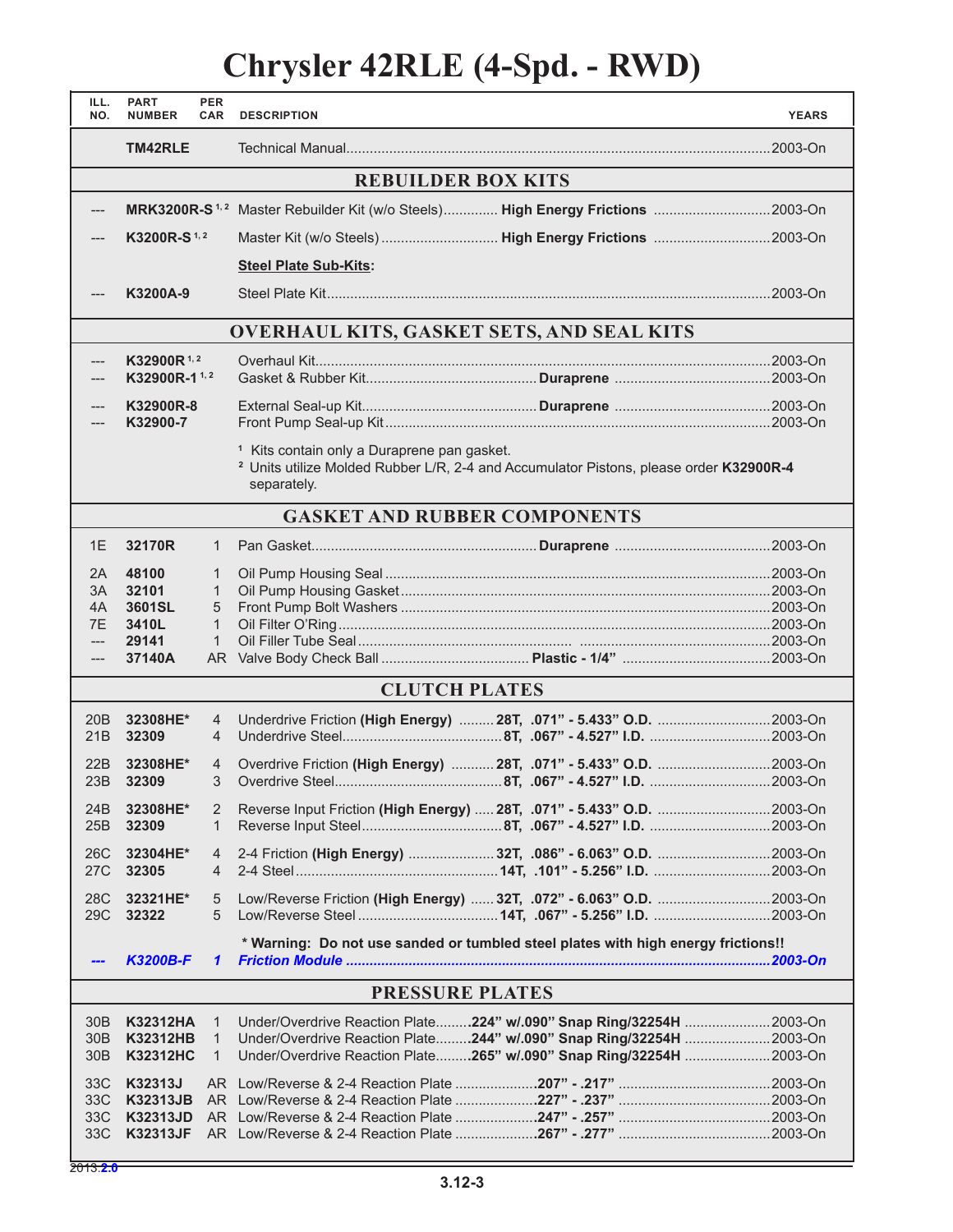# Chrysler 42RLE (4-Spd. - RWD)

| ILL. NO. | PART NUMBER | PER CAR | DESCRIPTION | | | YEARS |
|---|---|---|---|---|---|---|
| | **TM42RLE** | | Technical Manual | | | 2003-On |
| | | | **REBUILDER BOX KITS** | | | |
| --- | **MRK3200R-S** [1, 2] | | Master Rebuilder Kit (w/o Steels) | **High Energy Frictions** | | 2003-On |
| --- | **K3200R-S** [1, 2] | | Master Kit (w/o Steels) | **High Energy Frictions** | | 2003-On |
| | | | **Steel Plate Sub-Kits:** | | | |
| --- | **K3200A-9** | | Steel Plate Kit | | | 2003-On |
| | | | **OVERHAUL KITS, GASKET SETS, AND SEAL KITS** | | | |
| --- | **K32900R** [1, 2] | | Overhaul Kit | | | 2003-On |
| --- | **K32900R-1** [1, 2] | | Gasket & Rubber Kit | **Duraprene** | | 2003-On |
| --- | **K32900R-8** | | External Seal-up Kit | **Duraprene** | | 2003-On |
| --- | **K32900-7** | | Front Pump Seal-up Kit | | | 2003-On |
| | | | [1] Kits contain only a Duraprene pan gasket. [2] Units utilize Molded Rubber L/R, 2-4 and Accumulator Pistons, please order **K32900R-4** separately. | | | |
| | | | **GASKET AND RUBBER COMPONENTS** | | | |
| 1E | **32170R** | 1 | Pan Gasket | **Duraprene** | | 2003-On |
| 2A | **48100** | 1 | Oil Pump Housing Seal | | | 2003-On |
| 3A | **32101** | 1 | Oil Pump Housing Gasket | | | 2003-On |
| 4A | **3601SL** | 5 | Front Pump Bolt Washers | | | 2003-On |
| 7E | **3410L** | 1 | Oil Filter O'Ring | | | 2003-On |
| --- | **29141** | 1 | Oil Filler Tube Seal | | | 2003-On |
| --- | **37140A** | AR | Valve Body Check Ball | **Plastic - 1/4"** | | 2003-On |
| | | | **CLUTCH PLATES** | | | |
| 20B | **32308HE*** | 4 | Underdrive Friction **(High Energy)** | **28T, .071" - 5.433" O.D.** | | 2003-On |
| 21B | **32309** | 4 | Underdrive Steel | **8T, .067" - 4.527" I.D.** | | 2003-On |
| 22B | **32308HE*** | 4 | Overdrive Friction **(High Energy)** | **28T, .071" - 5.433" O.D.** | | 2003-On |
| 23B | **32309** | 3 | Overdrive Steel | **8T, .067" - 4.527" I.D.** | | 2003-On |
| 24B | **32308HE*** | 2 | Reverse Input Friction **(High Energy)** | **28T, .071" - 5.433" O.D.** | | 2003-On |
| 25B | **32309** | 1 | Reverse Input Steel | **8T, .067" - 4.527" I.D.** | | 2003-On |
| 26C | **32304HE*** | 4 | 2-4 Friction **(High Energy)** | **32T, .086" - 6.063" O.D.** | | 2003-On |
| 27C | **32305** | 4 | 2-4 Steel | **14T, .101" - 5.256" I.D.** | | 2003-On |
| 28C | **32321HE*** | 5 | Low/Reverse Friction **(High Energy)** | **32T, .072" - 6.063" O.D.** | | 2003-On |
| 29C | **32322** | 5 | Low/Reverse Steel | **14T, .067" - 5.256" I.D.** | | 2003-On |
| | | | **\* Warning: Do not use sanded or tumbled steel plates with high energy frictions!!** | | | |
| *---* | ***K3200B-F*** | ***1*** | ***Friction Module*** | | | ***2003-On*** |
| | | | **PRESSURE PLATES** | | | |
| 30B | **K32312HA** | 1 | Under/Overdrive Reaction Plate | **.224" w/.090" Snap Ring/32254H** | | 2003-On |
| 30B | **K32312HB** | 1 | Under/Overdrive Reaction Plate | **.244" w/.090" Snap Ring/32254H** | | 2003-On |
| 30B | **K32312HC** | 1 | Under/Overdrive Reaction Plate | **.265" w/.090" Snap Ring/32254H** | | 2003-On |
| 33C | **K32313J** | AR | Low/Reverse & 2-4 Reaction Plate | **.207" - .217"** | | 2003-On |
| 33C | **K32313JB** | AR | Low/Reverse & 2-4 Reaction Plate | **.227" - .237"** | | 2003-On |
| 33C | **K32313JD** | AR | Low/Reverse & 2-4 Reaction Plate | **.247" - .257"** | | 2003-On |
| 33C | **K32313JF** | AR | Low/Reverse & 2-4 Reaction Plate | **.267" - .277"** | | 2003-On |

2013.**2.0**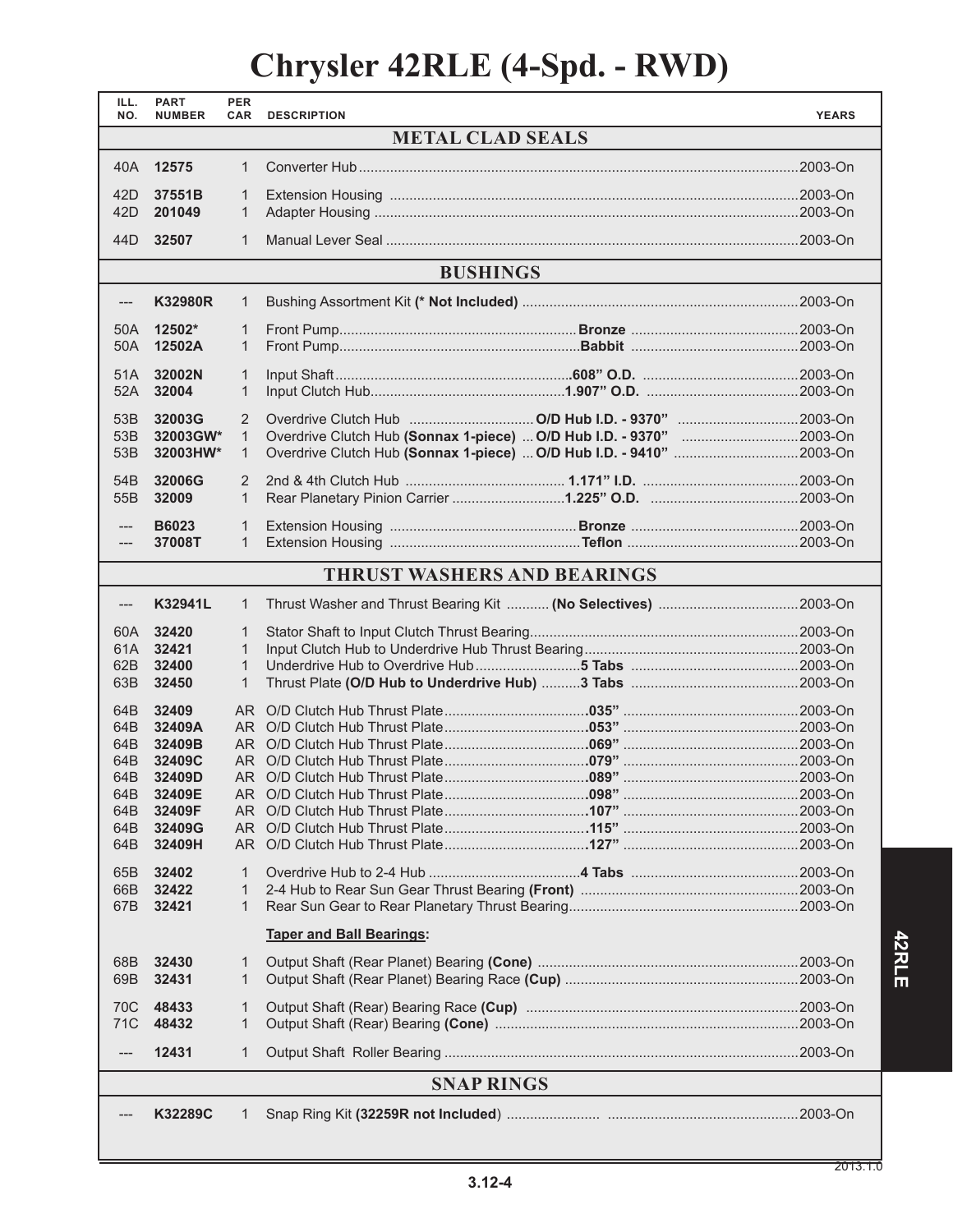# Chrysler 42RLE (4-Spd. - RWD)

| ILL. NO. | PART NUMBER | PER CAR | DESCRIPTION | YEARS |
|---|---|---|---|---|
| | | | **METAL CLAD SEALS** | |
| 40A | **12575** | 1 | Converter Hub | 2003-On |
| 42D | **37551B** | 1 | Extension Housing | 2003-On |
| 42D | **201049** | 1 | Adapter Housing | 2003-On |
| 44D | **32507** | 1 | Manual Lever Seal | 2003-On |
| | | | **BUSHINGS** | |
| --- | **K32980R** | 1 | Bushing Assortment Kit **(* Not Included)** | 2003-On |
| 50A | **12502*** | 1 | Front Pump **Bronze** | 2003-On |
| 50A | **12502A** | 1 | Front Pump **Babbit** | 2003-On |
| 51A | **32002N** | 1 | Input Shaft **.608" O.D.** | 2003-On |
| 52A | **32004** | 1 | Input Clutch Hub **1.907" O.D.** | 2003-On |
| 53B | **32003G** | 2 | Overdrive Clutch Hub **O/D Hub I.D. - 9370"** | 2003-On |
| 53B | **32003GW*** | 1 | Overdrive Clutch Hub **(Sonnax 1-piece)** ... **O/D Hub I.D. - 9370"** | 2003-On |
| 53B | **32003HW*** | 1 | Overdrive Clutch Hub **(Sonnax 1-piece)** ... **O/D Hub I.D. - 9410"** | 2003-On |
| 54B | **32006G** | 2 | 2nd & 4th Clutch Hub **1.171" I.D.** | 2003-On |
| 55B | **32009** | 1 | Rear Planetary Pinion Carrier **1.225" O.D.** | 2003-On |
| --- | **B6023** | 1 | Extension Housing **Bronze** | 2003-On |
| --- | **37008T** | 1 | Extension Housing **Teflon** | 2003-On |
| | | | **THRUST WASHERS AND BEARINGS** | |
| --- | **K32941L** | 1 | Thrust Washer and Thrust Bearing Kit **(No Selectives)** | 2003-On |
| 60A | **32420** | 1 | Stator Shaft to Input Clutch Thrust Bearing | 2003-On |
| 61A | **32421** | 1 | Input Clutch Hub to Underdrive Hub Thrust Bearing | 2003-On |
| 62B | **32400** | 1 | Underdrive Hub to Overdrive Hub **5 Tabs** | 2003-On |
| 63B | **32450** | 1 | Thrust Plate **(O/D Hub to Underdrive Hub)** **3 Tabs** | 2003-On |
| 64B | **32409** | AR | O/D Clutch Hub Thrust Plate **.035"** | 2003-On |
| 64B | **32409A** | AR | O/D Clutch Hub Thrust Plate **.053"** | 2003-On |
| 64B | **32409B** | AR | O/D Clutch Hub Thrust Plate **.069"** | 2003-On |
| 64B | **32409C** | AR | O/D Clutch Hub Thrust Plate **.079"** | 2003-On |
| 64B | **32409D** | AR | O/D Clutch Hub Thrust Plate **.089"** | 2003-On |
| 64B | **32409E** | AR | O/D Clutch Hub Thrust Plate **.098"** | 2003-On |
| 64B | **32409F** | AR | O/D Clutch Hub Thrust Plate **.107"** | 2003-On |
| 64B | **32409G** | AR | O/D Clutch Hub Thrust Plate **.115"** | 2003-On |
| 64B | **32409H** | AR | O/D Clutch Hub Thrust Plate **.127"** | 2003-On |
| 65B | **32402** | 1 | Overdrive Hub to 2-4 Hub **4 Tabs** | 2003-On |
| 66B | **32422** | 1 | 2-4 Hub to Rear Sun Gear Thrust Bearing **(Front)** | 2003-On |
| 67B | **32421** | 1 | Rear Sun Gear to Rear Planetary Thrust Bearing | 2003-On |
| | | | **Taper and Ball Bearings:** | |
| 68B | **32430** | 1 | Output Shaft (Rear Planet) Bearing **(Cone)** | 2003-On |
| 69B | **32431** | 1 | Output Shaft (Rear Planet) Bearing Race **(Cup)** | 2003-On |
| 70C | **48433** | 1 | Output Shaft (Rear) Bearing Race **(Cup)** | 2003-On |
| 71C | **48432** | 1 | Output Shaft (Rear) Bearing **(Cone)** | 2003-On |
| --- | **12431** | 1 | Output Shaft Roller Bearing | 2003-On |
| | | | **SNAP RINGS** | |
| --- | **K32289C** | 1 | Snap Ring Kit **(32259R not Included)** | 2003-On |

2013.1.0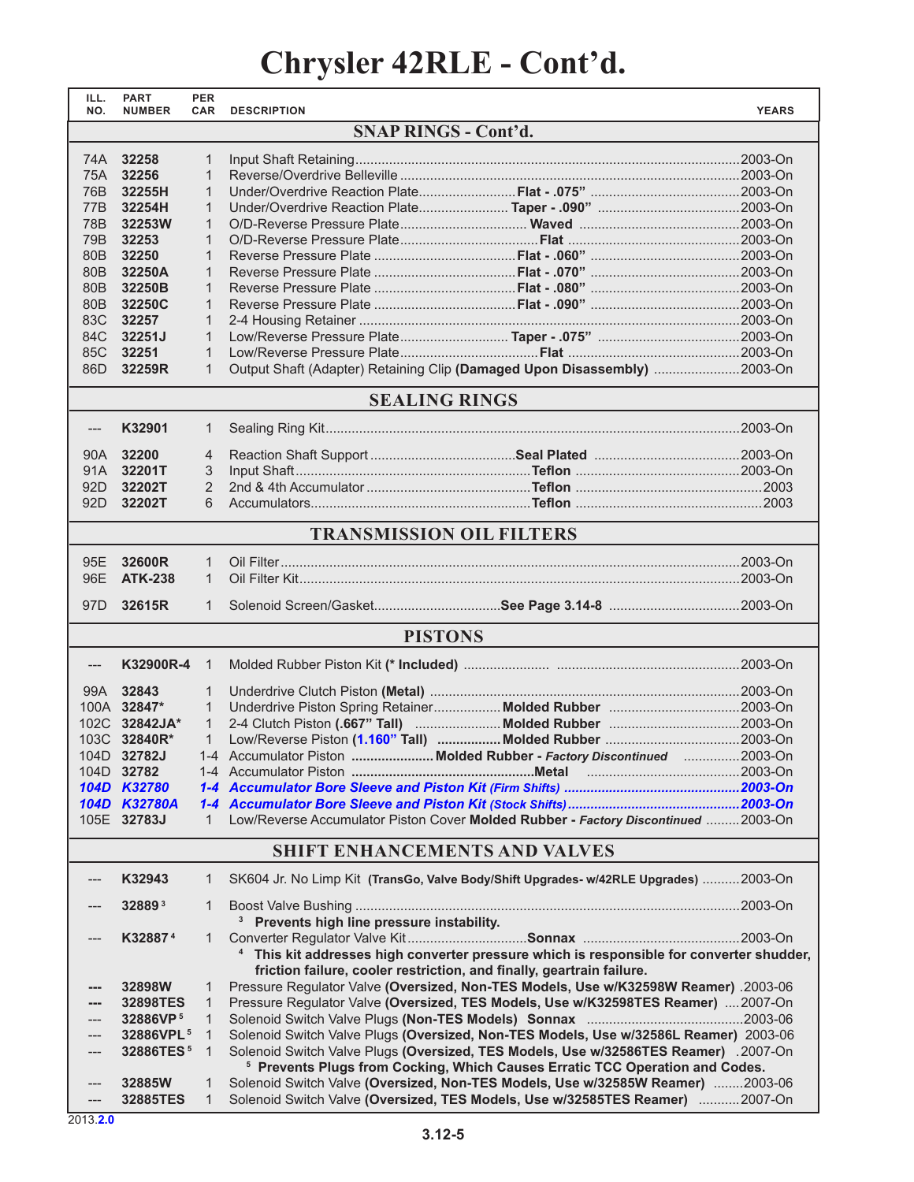# Chrysler 42RLE - Cont'd.

| ILL. NO. | PART NUMBER | PER CAR | DESCRIPTION | YEARS |
|---|---|---|---|---|
| | | | **SNAP RINGS - Cont'd.** | |
| 74A | **32258** | 1 | Input Shaft Retaining | 2003-On |
| 75A | **32256** | 1 | Reverse/Overdrive Belleville | 2003-On |
| 76B | **32255H** | 1 | Under/Overdrive Reaction Plate **Flat - .075"** | 2003-On |
| 77B | **32254H** | 1 | Under/Overdrive Reaction Plate **Taper - .090"** | 2003-On |
| 78B | **32253W** | 1 | O/D-Reverse Pressure Plate **Waved** | 2003-On |
| 79B | **32253** | 1 | O/D-Reverse Pressure Plate **Flat** | 2003-On |
| 80B | **32250** | 1 | Reverse Pressure Plate **Flat - .060"** | 2003-On |
| 80B | **32250A** | 1 | Reverse Pressure Plate **Flat - .070"** | 2003-On |
| 80B | **32250B** | 1 | Reverse Pressure Plate **Flat - .080"** | 2003-On |
| 80B | **32250C** | 1 | Reverse Pressure Plate **Flat - .090"** | 2003-On |
| 83C | **32257** | 1 | 2-4 Housing Retainer | 2003-On |
| 84C | **32251J** | 1 | Low/Reverse Pressure Plate **Taper - .075"** | 2003-On |
| 85C | **32251** | 1 | Low/Reverse Pressure Plate **Flat** | 2003-On |
| 86D | **32259R** | 1 | Output Shaft (Adapter) Retaining Clip **(Damaged Upon Disassembly)** | 2003-On |
| | | | **SEALING RINGS** | |
| --- | **K32901** | 1 | Sealing Ring Kit | 2003-On |
| 90A | **32200** | 4 | Reaction Shaft Support **Seal Plated** | 2003-On |
| 91A | **32201T** | 3 | Input Shaft **Teflon** | 2003-On |
| 92D | **32202T** | 2 | 2nd & 4th Accumulator **Teflon** | 2003 |
| 92D | **32202T** | 6 | Accumulators **Teflon** | 2003 |
| | | | **TRANSMISSION OIL FILTERS** | |
| 95E | **32600R** | 1 | Oil Filter | 2003-On |
| 96E | **ATK-238** | 1 | Oil Filter Kit | 2003-On |
| 97D | **32615R** | 1 | Solenoid Screen/Gasket **See Page 3.14-8** | 2003-On |
| | | | **PISTONS** | |
| --- | **K32900R-4** | 1 | Molded Rubber Piston Kit **(* Included)** | 2003-On |
| 99A | **32843** | 1 | Underdrive Clutch Piston **(Metal)** | 2003-On |
| 100A | **32847*** | 1 | Underdrive Piston Spring Retainer **Molded Rubber** | 2003-On |
| 102C | **32842JA*** | 1 | 2-4 Clutch Piston **(.667" Tall)** **Molded Rubber** | 2003-On |
| 103C | **32840R*** | 1 | Low/Reverse Piston **(1.160" Tall)** **Molded Rubber** | 2003-On |
| 104D | **32782J** | 1-4 | Accumulator Piston **Molded Rubber** - ***Factory Discontinued*** | 2003-On |
| 104D | **32782** | 1-4 | Accumulator Piston **Metal** | 2003-On |
| ***104D*** | ***K32780*** | ***1-4*** | ***Accumulator Bore Sleeve and Piston Kit (Firm Shifts)*** | ***2003-On*** |
| ***104D*** | ***K32780A*** | ***1-4*** | ***Accumulator Bore Sleeve and Piston Kit (Stock Shifts)*** | ***2003-On*** |
| 105E | **32783J** | 1 | Low/Reverse Accumulator Piston Cover **Molded Rubber** - ***Factory Discontinued*** | 2003-On |
| | | | **SHIFT ENHANCEMENTS AND VALVES** | |
| --- | **K32943** | 1 | SK604 Jr. No Limp Kit **(TransGo, Valve Body/Shift Upgrades- w/42RLE Upgrades)** | 2003-On |
| --- | **32889** [3] | 1 | Boost Valve Bushing<br>[3] **Prevents high line pressure instability.** | 2003-On |
| --- | **K32887** [4] | 1 | Converter Regulator Valve Kit **Sonnax**<br>[4] **This kit addresses high converter pressure which is responsible for converter shudder, friction failure, cooler restriction, and finally, geartrain failure.** | 2003-On |
| --- | **32898W** | 1 | Pressure Regulator Valve **(Oversized, Non-TES Models, Use w/K32598W Reamer)** | 2003-06 |
| --- | **32898TES** | 1 | Pressure Regulator Valve **(Oversized, TES Models, Use w/K32598TES Reamer)** | 2007-On |
| --- | **32886VP** [5] | 1 | Solenoid Switch Valve Plugs **(Non-TES Models) Sonnax** | 2003-06 |
| --- | **32886VPL** [5] | 1 | Solenoid Switch Valve Plugs **(Oversized, Non-TES Models, Use w/32586L Reamer)** | 2003-06 |
| --- | **32886TES** [5] | 1 | Solenoid Switch Valve Plugs **(Oversized, TES Models, Use w/32586TES Reamer)**<br>[5] **Prevents Plugs from Cocking, Which Causes Erratic TCC Operation and Codes.** | 2007-On |
| --- | **32885W** | 1 | Solenoid Switch Valve **(Oversized, Non-TES Models, Use w/32585W Reamer)** | 2003-06 |
| --- | **32885TES** | 1 | Solenoid Switch Valve **(Oversized, TES Models, Use w/32585TES Reamer)** | 2007-On |

2013.**2.0**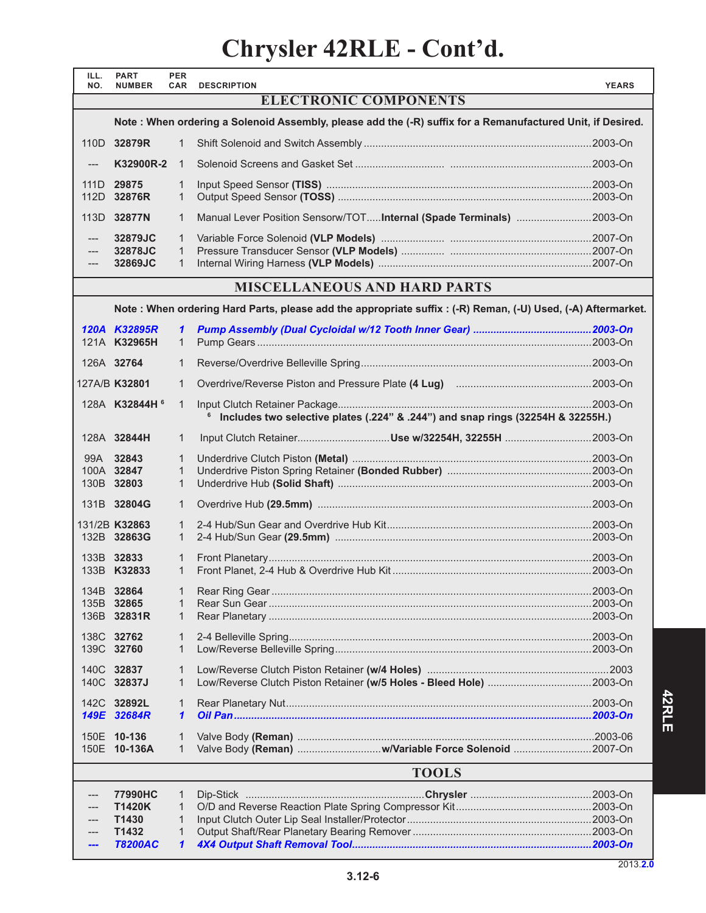# Chrysler 42RLE - Cont'd.

| ILL. NO. | PART NUMBER | PER CAR | DESCRIPTION | YEARS |
|---|---|---|---|---|
| | | | **ELECTRONIC COMPONENTS** | |
| | | | **Note : When ordering a Solenoid Assembly, please add the (-R) suffix for a Remanufactured Unit, if Desired.** | |
| 110D | **32879R** | 1 | Shift Solenoid and Switch Assembly | 2003-On |
| --- | **K32900R-2** | 1 | Solenoid Screens and Gasket Set | 2003-On |
| 111D | **29875** | 1 | Input Speed Sensor **(TISS)** | 2003-On |
| 112D | **32876R** | 1 | Output Speed Sensor **(TOSS)** | 2003-On |
| 113D | **32877N** | 1 | Manual Lever Position Sensorw/TOT.....**Internal (Spade Terminals)** | 2003-On |
| --- | **32879JC** | 1 | Variable Force Solenoid **(VLP Models)** | 2007-On |
| --- | **32878JC** | 1 | Pressure Transducer Sensor **(VLP Models)** | 2007-On |
| --- | **32869JC** | 1 | Internal Wiring Harness **(VLP Models)** | 2007-On |
| | | | **MISCELLANEOUS AND HARD PARTS** | |
| | | | **Note : When ordering Hard Parts, please add the appropriate suffix : (-R) Reman, (-U) Used, (-A) Aftermarket.** | |
| *120A* | ***K32895R*** | *1* | *Pump Assembly (Dual Cycloidal w/12 Tooth Inner Gear)* | *2003-On* |
| 121A | **K32965H** | 1 | Pump Gears | 2003-On |
| 126A | **32764** | 1 | Reverse/Overdrive Belleville Spring | 2003-On |
| 127A/B | **K32801** | 1 | Overdrive/Reverse Piston and Pressure Plate **(4 Lug)** | 2003-On |
| 128A | **K32844H** [6] | 1 | Input Clutch Retainer Package<br>[6] **Includes two selective plates (.224" & .244") and snap rings (32254H & 32255H.)** | 2003-On |
| 128A | **32844H** | 1 | Input Clutch Retainer................**Use w/32254H, 32255H** | 2003-On |
| 99A | **32843** | 1 | Underdrive Clutch Piston **(Metal)** | 2003-On |
| 100A | **32847** | 1 | Underdrive Piston Spring Retainer **(Bonded Rubber)** | 2003-On |
| 130B | **32803** | 1 | Underdrive Hub **(Solid Shaft)** | 2003-On |
| 131B | **32804G** | 1 | Overdrive Hub **(29.5mm)** | 2003-On |
| 131/2B | **K32863** | 1 | 2-4 Hub/Sun Gear and Overdrive Hub Kit | 2003-On |
| 132B | **32863G** | 1 | 2-4 Hub/Sun Gear **(29.5mm)** | 2003-On |
| 133B | **32833** | 1 | Front Planetary | 2003-On |
| 133B | **K32833** | 1 | Front Planet, 2-4 Hub & Overdrive Hub Kit | 2003-On |
| 134B | **32864** | 1 | Rear Ring Gear | 2003-On |
| 135B | **32865** | 1 | Rear Sun Gear | 2003-On |
| 136B | **32831R** | 1 | Rear Planetary | 2003-On |
| 138C | **32762** | 1 | 2-4 Belleville Spring | 2003-On |
| 139C | **32760** | 1 | Low/Reverse Belleville Spring | 2003-On |
| 140C | **32837** | 1 | Low/Reverse Clutch Piston Retainer **(w/4 Holes)** | 2003 |
| 140C | **32837J** | 1 | Low/Reverse Clutch Piston Retainer **(w/5 Holes - Bleed Hole)** | 2003-On |
| 142C | **32892L** | 1 | Rear Planetary Nut | 2003-On |
| *149E* | ***32684R*** | *1* | *Oil Pan* | *2003-On* |
| 150E | **10-136** | 1 | Valve Body **(Reman)** | 2003-06 |
| 150E | **10-136A** | 1 | Valve Body **(Reman)** ..........**w/Variable Force Solenoid** | 2007-On |
| | | | **TOOLS** | |
| --- | **77990HC** | 1 | Dip-Stick ..........**Chrysler** | 2003-On |
| --- | **T1420K** | 1 | O/D and Reverse Reaction Plate Spring Compressor Kit | 2003-On |
| --- | **T1430** | 1 | Input Clutch Outer Lip Seal Installer/Protector | 2003-On |
| --- | **T1432** | 1 | Output Shaft/Rear Planetary Bearing Remover | 2003-On |
| *---* | ***T8200AC*** | *1* | *4X4 Output Shaft Removal Tool* | *2003-On* |

2013.**2.0**